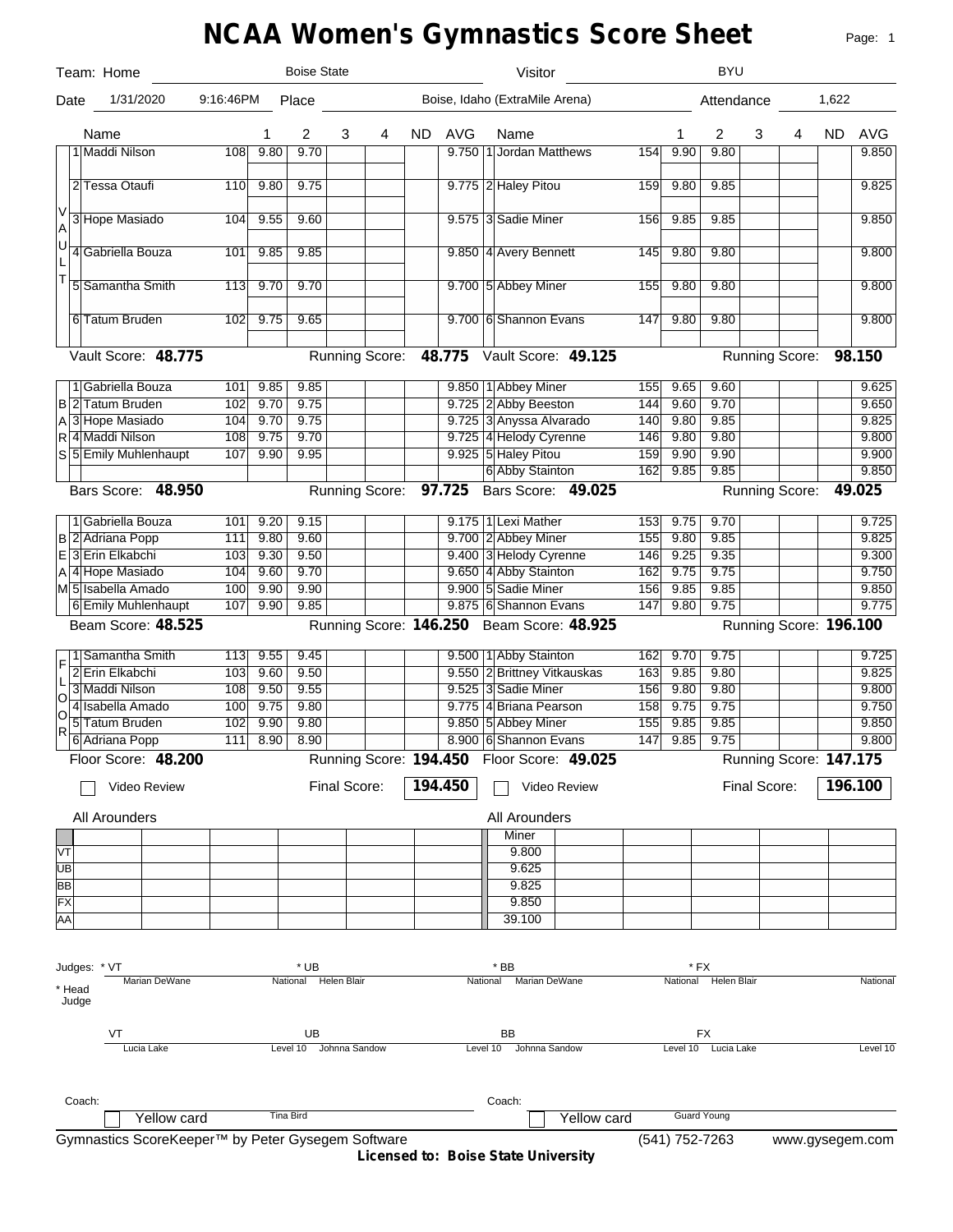# NCAA Women's Gymnastics Score Sheet

Team: Home **Boise State** — Visitor **BYU**

Date: 1/31/2020 9:16:46PM — Place: Boise, Idaho (ExtraMile Arena) — Attendance: 1,622

## Vault

| # | Name (Home) | No. | 1 | 2 | 3 | 4 | ND | AVG | # | Name (Visitor) | No. | 1 | 2 | 3 | 4 | ND | AVG |
|---|---|---|---|---|---|---|---|---|---|---|---|---|---|---|---|---|---|
| 1 | Maddi Nilson | 108 | 9.80 | 9.70 | | | | 9.750 | 1 | Jordan Matthews | 154 | 9.90 | 9.80 | | | | 9.850 |
| 2 | Tessa Otaufi | 110 | 9.80 | 9.75 | | | | 9.775 | 2 | Haley Pitou | 159 | 9.80 | 9.85 | | | | 9.825 |
| 3 | Hope Masiado | 104 | 9.55 | 9.60 | | | | 9.575 | 3 | Sadie Miner | 156 | 9.85 | 9.85 | | | | 9.850 |
| 4 | Gabriella Bouza | 101 | 9.85 | 9.85 | | | | 9.850 | 4 | Avery Bennett | 145 | 9.80 | 9.80 | | | | 9.800 |
| 5 | Samantha Smith | 113 | 9.70 | 9.70 | | | | 9.700 | 5 | Abbey Miner | 155 | 9.80 | 9.80 | | | | 9.800 |
| 6 | Tatum Bruden | 102 | 9.75 | 9.65 | | | | 9.700 | 6 | Shannon Evans | 147 | 9.80 | 9.80 | | | | 9.800 |

Home — Vault Score: **48.775** Running Score: **48.775**
Visitor — Vault Score: **49.125** Running Score: **98.150**

## Bars

| # | Name (Home) | No. | 1 | 2 | 3 | 4 | ND | AVG | # | Name (Visitor) | No. | 1 | 2 | 3 | 4 | ND | AVG |
|---|---|---|---|---|---|---|---|---|---|---|---|---|---|---|---|---|---|
| 1 | Gabriella Bouza | 101 | 9.85 | 9.85 | | | | 9.850 | 1 | Abbey Miner | 155 | 9.65 | 9.60 | | | | 9.625 |
| 2 | Tatum Bruden | 102 | 9.70 | 9.75 | | | | 9.725 | 2 | Abby Beeston | 144 | 9.60 | 9.70 | | | | 9.650 |
| 3 | Hope Masiado | 104 | 9.70 | 9.75 | | | | 9.725 | 3 | Anyssa Alvarado | 140 | 9.80 | 9.85 | | | | 9.825 |
| 4 | Maddi Nilson | 108 | 9.75 | 9.70 | | | | 9.725 | 4 | Helody Cyrenne | 146 | 9.80 | 9.80 | | | | 9.800 |
| 5 | Emily Muhlenhaupt | 107 | 9.90 | 9.95 | | | | 9.925 | 5 | Haley Pitou | 159 | 9.90 | 9.90 | | | | 9.900 |
| | | | | | | | | | 6 | Abby Stainton | 162 | 9.85 | 9.85 | | | | 9.850 |

Home — Bars Score: **48.950** Running Score: **97.725**
Visitor — Bars Score: **49.025** Running Score: **49.025**

## Beam

| # | Name (Home) | No. | 1 | 2 | 3 | 4 | ND | AVG | # | Name (Visitor) | No. | 1 | 2 | 3 | 4 | ND | AVG |
|---|---|---|---|---|---|---|---|---|---|---|---|---|---|---|---|---|---|
| 1 | Gabriella Bouza | 101 | 9.20 | 9.15 | | | | 9.175 | 1 | Lexi Mather | 153 | 9.75 | 9.70 | | | | 9.725 |
| 2 | Adriana Popp | 111 | 9.80 | 9.60 | | | | 9.700 | 2 | Abbey Miner | 155 | 9.80 | 9.85 | | | | 9.825 |
| 3 | Erin Elkabchi | 103 | 9.30 | 9.50 | | | | 9.400 | 3 | Helody Cyrenne | 146 | 9.25 | 9.35 | | | | 9.300 |
| 4 | Hope Masiado | 104 | 9.60 | 9.70 | | | | 9.650 | 4 | Abby Stainton | 162 | 9.75 | 9.75 | | | | 9.750 |
| 5 | Isabella Amado | 100 | 9.90 | 9.90 | | | | 9.900 | 5 | Sadie Miner | 156 | 9.85 | 9.85 | | | | 9.850 |
| 6 | Emily Muhlenhaupt | 107 | 9.90 | 9.85 | | | | 9.875 | 6 | Shannon Evans | 147 | 9.80 | 9.75 | | | | 9.775 |

Home — Beam Score: **48.525** Running Score: **146.250**
Visitor — Beam Score: **48.925** Running Score: **196.100**

## Floor

| # | Name (Home) | No. | 1 | 2 | 3 | 4 | ND | AVG | # | Name (Visitor) | No. | 1 | 2 | 3 | 4 | ND | AVG |
|---|---|---|---|---|---|---|---|---|---|---|---|---|---|---|---|---|---|
| 1 | Samantha Smith | 113 | 9.55 | 9.45 | | | | 9.500 | 1 | Abby Stainton | 162 | 9.70 | 9.75 | | | | 9.725 |
| 2 | Erin Elkabchi | 103 | 9.60 | 9.50 | | | | 9.550 | 2 | Brittney Vitkauskas | 163 | 9.85 | 9.80 | | | | 9.825 |
| 3 | Maddi Nilson | 108 | 9.50 | 9.55 | | | | 9.525 | 3 | Sadie Miner | 156 | 9.80 | 9.80 | | | | 9.800 |
| 4 | Isabella Amado | 100 | 9.75 | 9.80 | | | | 9.775 | 4 | Briana Pearson | 158 | 9.75 | 9.75 | | | | 9.750 |
| 5 | Tatum Bruden | 102 | 9.90 | 9.80 | | | | 9.850 | 5 | Abbey Miner | 155 | 9.85 | 9.85 | | | | 9.850 |
| 6 | Adriana Popp | 111 | 8.90 | 8.90 | | | | 8.900 | 6 | Shannon Evans | 147 | 9.85 | 9.75 | | | | 9.800 |

Home — Floor Score: **48.200** Running Score: **194.450**
Visitor — Floor Score: **49.025** Running Score: **147.175**

Home: ☐ Video Review — Final Score: **194.450**
Visitor: ☐ Video Review — Final Score: **196.100**

## All Arounders

| | Home | Visitor: Miner |
|---|---|---|
| VT | | 9.800 |
| UB | | 9.625 |
| BB | | 9.825 |
| FX | | 9.850 |
| AA | | 39.100 |

## Judges

\* Head Judge

| Event | Head Judge | Level | Judge | Level |
|---|---|---|---|---|
| VT | Marian DeWane | National | Lucia Lake | Level 10 |
| UB | Helen Blair | National | Johnna Sandow | Level 10 |
| BB | Marian DeWane | National | Johnna Sandow | Level 10 |
| FX | Helen Blair | National | Lucia Lake | Level 10 |

Coach (Home): Tina Bird ☐ Yellow card
Coach (Visitor): Guard Young ☐ Yellow card

Gymnastics ScoreKeeper™ by Peter Gysegem Software (541) 752-7263 www.gysegem.com

**Licensed to: Boise State University**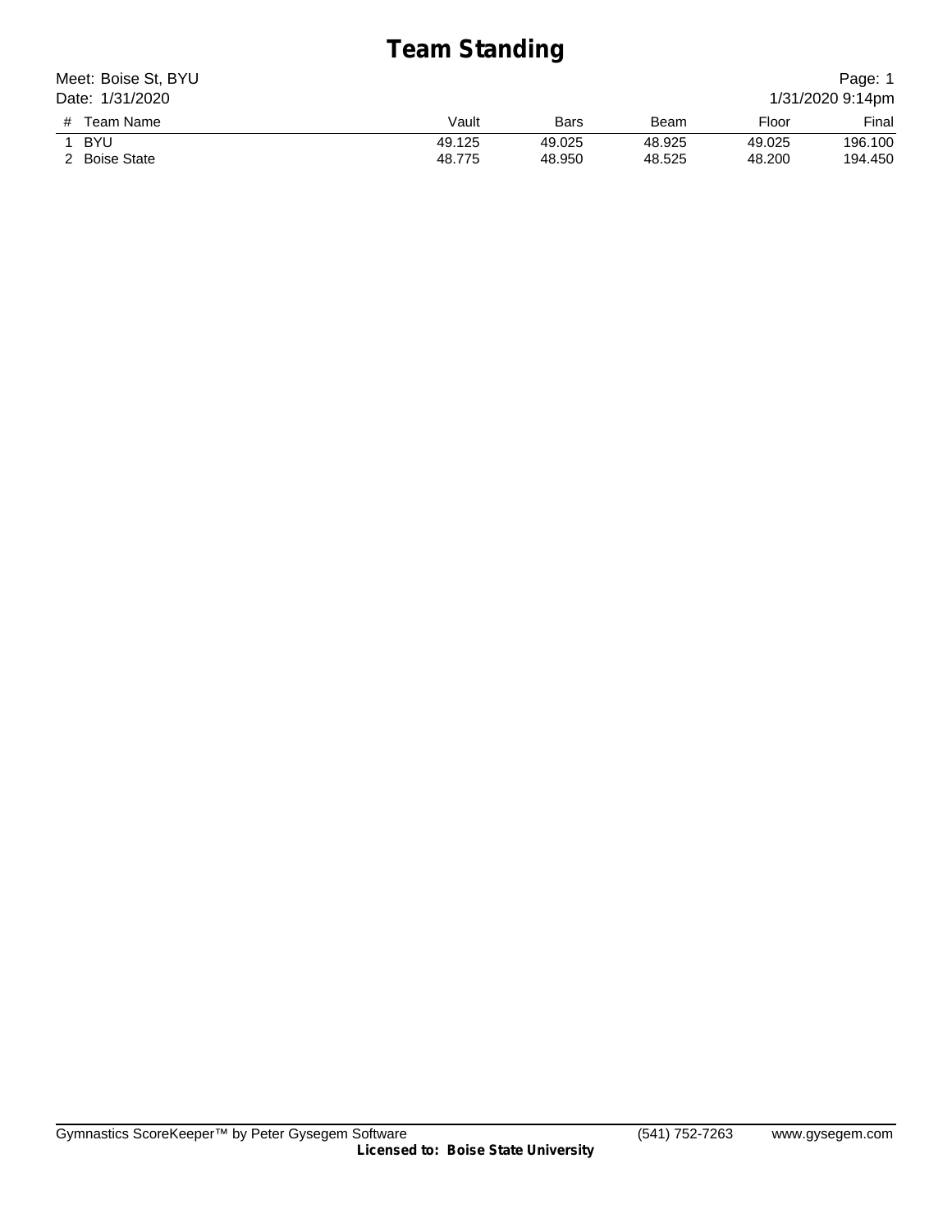# Team Standing

Meet: Boise St, BYU

Date: 1/31/2020

Page: 1

1/31/2020 9:14pm

| # | Team Name | Vault | Bars | Beam | Floor | Final |
|---|---|---|---|---|---|---|
| 1 | BYU | 49.125 | 49.025 | 48.925 | 49.025 | 196.100 |
| 2 | Boise State | 48.775 | 48.950 | 48.525 | 48.200 | 194.450 |

Gymnastics ScoreKeeper™ by Peter Gysegem Software (541) 752-7263 www.gysegem.com

**Licensed to: Boise State University**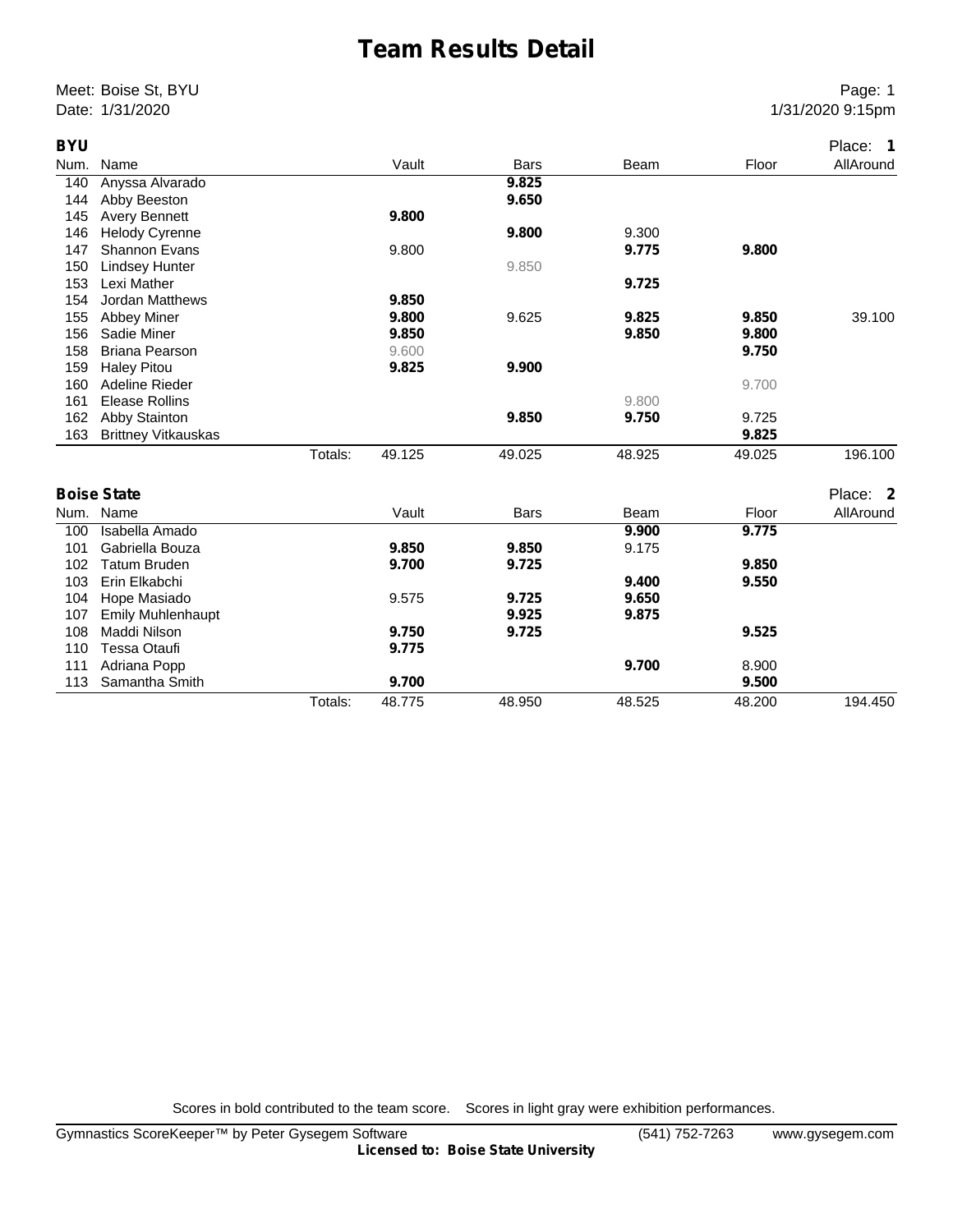# Team Results Detail

Meet: Boise St, BYU
Date: 1/31/2020

Page: 1
1/31/2020 9:15pm

**BYU** — Place: **1**

| Num. | Name | Vault | Bars | Beam | Floor | AllAround |
|---|---|---|---|---|---|---|
| 140 | Anyssa Alvarado | | **9.825** | | | |
| 144 | Abby Beeston | | **9.650** | | | |
| 145 | Avery Bennett | **9.800** | | | | |
| 146 | Helody Cyrenne | | **9.800** | 9.300 | | |
| 147 | Shannon Evans | 9.800 | | **9.775** | **9.800** | |
| 150 | Lindsey Hunter | | 9.850 | | | |
| 153 | Lexi Mather | | | **9.725** | | |
| 154 | Jordan Matthews | **9.850** | | | | |
| 155 | Abbey Miner | **9.800** | 9.625 | **9.825** | **9.850** | 39.100 |
| 156 | Sadie Miner | **9.850** | | **9.850** | **9.800** | |
| 158 | Briana Pearson | 9.600 | | | **9.750** | |
| 159 | Haley Pitou | **9.825** | **9.900** | | | |
| 160 | Adeline Rieder | | | | 9.700 | |
| 161 | Elease Rollins | | | 9.800 | | |
| 162 | Abby Stainton | | **9.850** | **9.750** | 9.725 | |
| 163 | Brittney Vitkauskas | | | | **9.825** | |
| | Totals: | 49.125 | 49.025 | 48.925 | 49.025 | 196.100 |

**Boise State** — Place: **2**

| Num. | Name | Vault | Bars | Beam | Floor | AllAround |
|---|---|---|---|---|---|---|
| 100 | Isabella Amado | | | **9.900** | **9.775** | |
| 101 | Gabriella Bouza | **9.850** | **9.850** | 9.175 | | |
| 102 | Tatum Bruden | **9.700** | **9.725** | | **9.850** | |
| 103 | Erin Elkabchi | | | **9.400** | **9.550** | |
| 104 | Hope Masiado | 9.575 | **9.725** | **9.650** | | |
| 107 | Emily Muhlenhaupt | | **9.925** | **9.875** | | |
| 108 | Maddi Nilson | **9.750** | **9.725** | | **9.525** | |
| 110 | Tessa Otaufi | **9.775** | | | | |
| 111 | Adriana Popp | | | **9.700** | 8.900 | |
| 113 | Samantha Smith | **9.700** | | | **9.500** | |
| | Totals: | 48.775 | 48.950 | 48.525 | 48.200 | 194.450 |

Scores in bold contributed to the team score. Scores in light gray were exhibition performances.

Gymnastics ScoreKeeper™ by Peter Gysegem Software (541) 752-7263 www.gysegem.com
**Licensed to: Boise State University**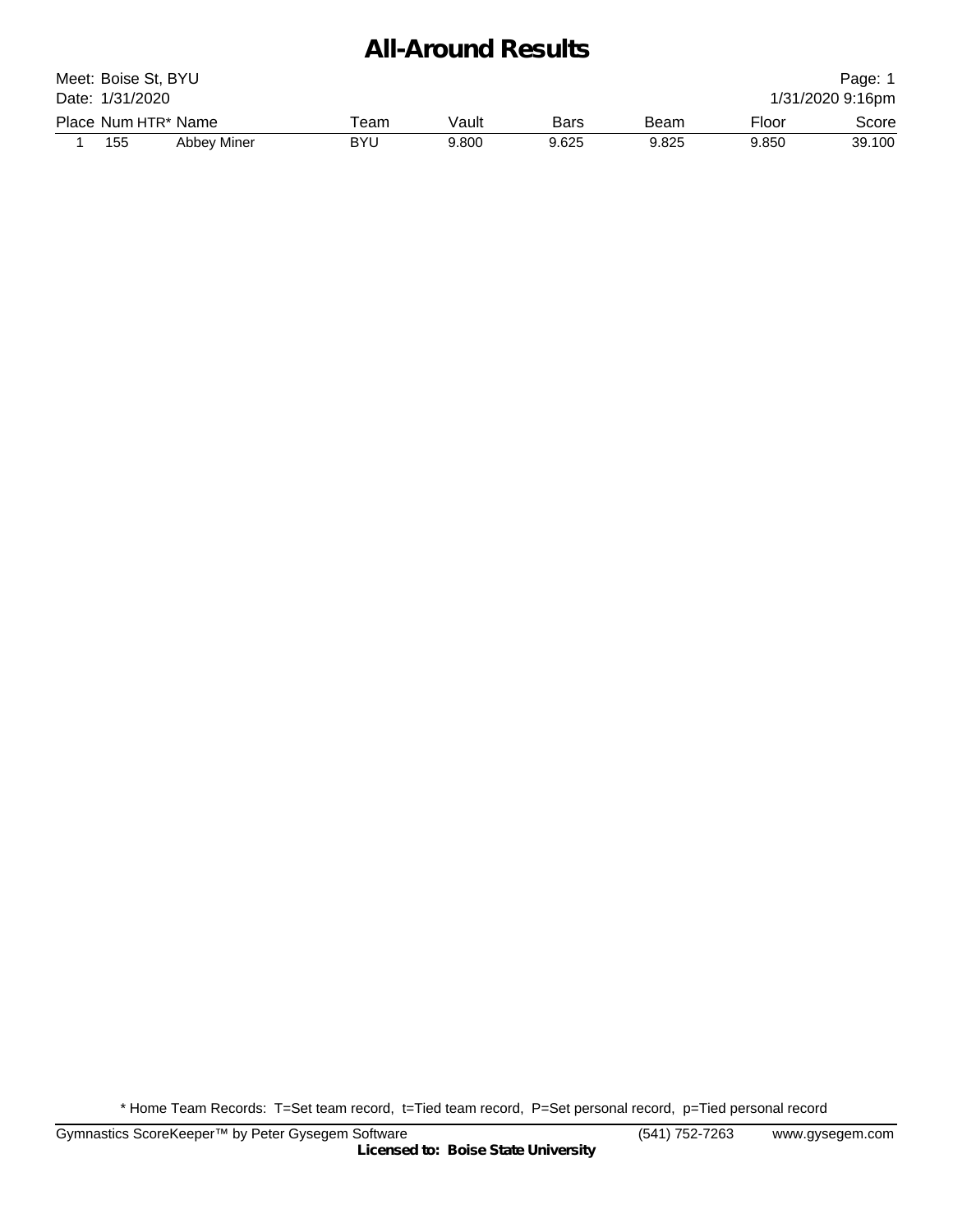# All-Around Results

Meet: Boise St, BYU
Date: 1/31/2020

1/31/2020 9:16pm

| Place | Num | HTR* | Name | Team | Vault | Bars | Beam | Floor | Score |
|---|---|---|---|---|---|---|---|---|---|
| 1 | 155 | | Abbey Miner | BYU | 9.800 | 9.625 | 9.825 | 9.850 | 39.100 |

* Home Team Records: T=Set team record, t=Tied team record, P=Set personal record, p=Tied personal record

Gymnastics ScoreKeeper™ by Peter Gysegem Software (541) 752-7263 www.gysegem.com
**Licensed to: Boise State University**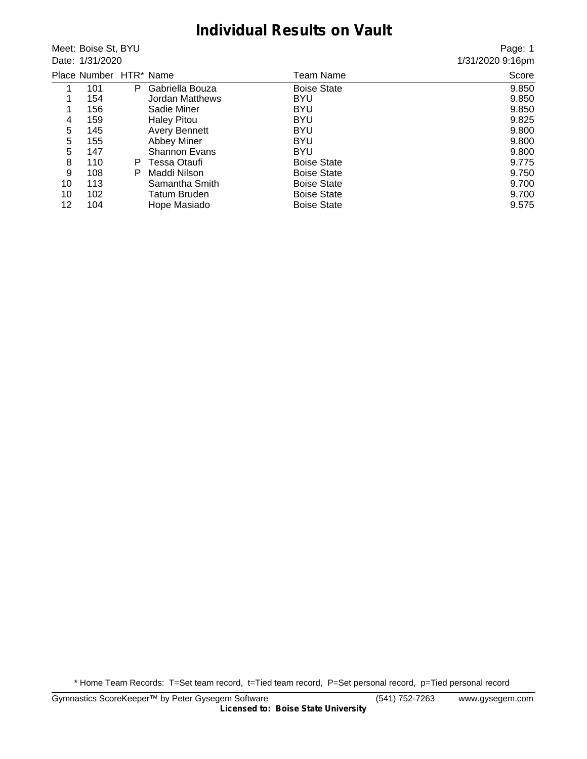# Individual Results on Vault

Meet: Boise St, BYU
Date: 1/31/2020

Page: 1
1/31/2020 9:16pm

| Place | Number | HTR* | Name | Team Name | Score |
|---|---|---|---|---|---|
| 1 | 101 | P | Gabriella Bouza | Boise State | 9.850 |
| 1 | 154 | | Jordan Matthews | BYU | 9.850 |
| 1 | 156 | | Sadie Miner | BYU | 9.850 |
| 4 | 159 | | Haley Pitou | BYU | 9.825 |
| 5 | 145 | | Avery Bennett | BYU | 9.800 |
| 5 | 155 | | Abbey Miner | BYU | 9.800 |
| 5 | 147 | | Shannon Evans | BYU | 9.800 |
| 8 | 110 | P | Tessa Otaufi | Boise State | 9.775 |
| 9 | 108 | P | Maddi Nilson | Boise State | 9.750 |
| 10 | 113 | | Samantha Smith | Boise State | 9.700 |
| 10 | 102 | | Tatum Bruden | Boise State | 9.700 |
| 12 | 104 | | Hope Masiado | Boise State | 9.575 |

* Home Team Records: T=Set team record, t=Tied team record, P=Set personal record, p=Tied personal record

Gymnastics ScoreKeeper™ by Peter Gysegem Software (541) 752-7263 www.gysegem.com
**Licensed to: Boise State University**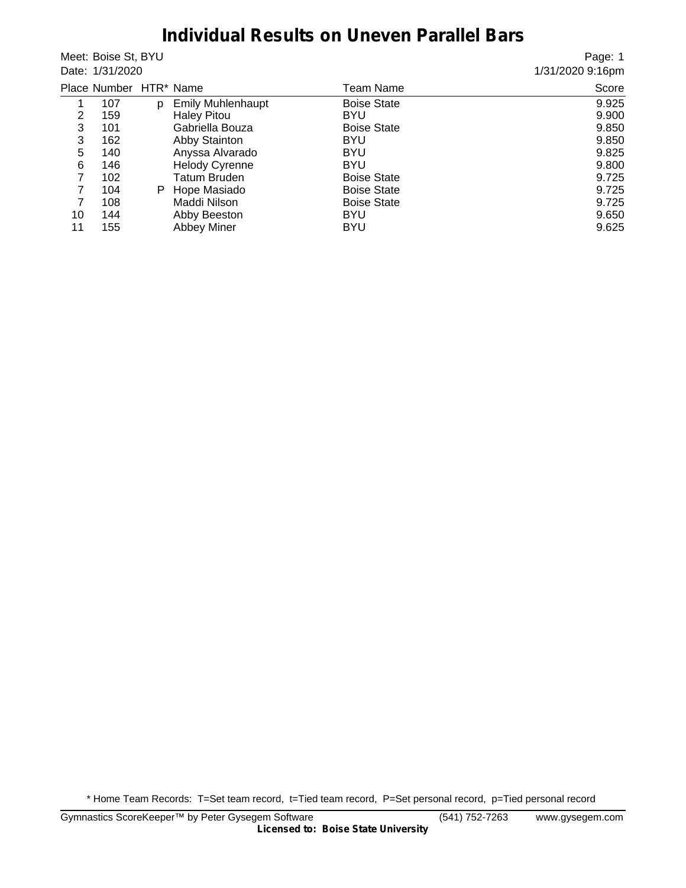# Individual Results on Uneven Parallel Bars

Meet: Boise St, BYU
Date: 1/31/2020

1/31/2020 9:16pm

| Place | Number | HTR* | Name | Team Name | Score |
|---|---|---|---|---|---|
| 1 | 107 | p | Emily Muhlenhaupt | Boise State | 9.925 |
| 2 | 159 | | Haley Pitou | BYU | 9.900 |
| 3 | 101 | | Gabriella Bouza | Boise State | 9.850 |
| 3 | 162 | | Abby Stainton | BYU | 9.850 |
| 5 | 140 | | Anyssa Alvarado | BYU | 9.825 |
| 6 | 146 | | Helody Cyrenne | BYU | 9.800 |
| 7 | 102 | | Tatum Bruden | Boise State | 9.725 |
| 7 | 104 | P | Hope Masiado | Boise State | 9.725 |
| 7 | 108 | | Maddi Nilson | Boise State | 9.725 |
| 10 | 144 | | Abby Beeston | BYU | 9.650 |
| 11 | 155 | | Abbey Miner | BYU | 9.625 |

\* Home Team Records: T=Set team record, t=Tied team record, P=Set personal record, p=Tied personal record

Gymnastics ScoreKeeper™ by Peter Gysegem Software (541) 752-7263 www.gysegem.com
**Licensed to: Boise State University**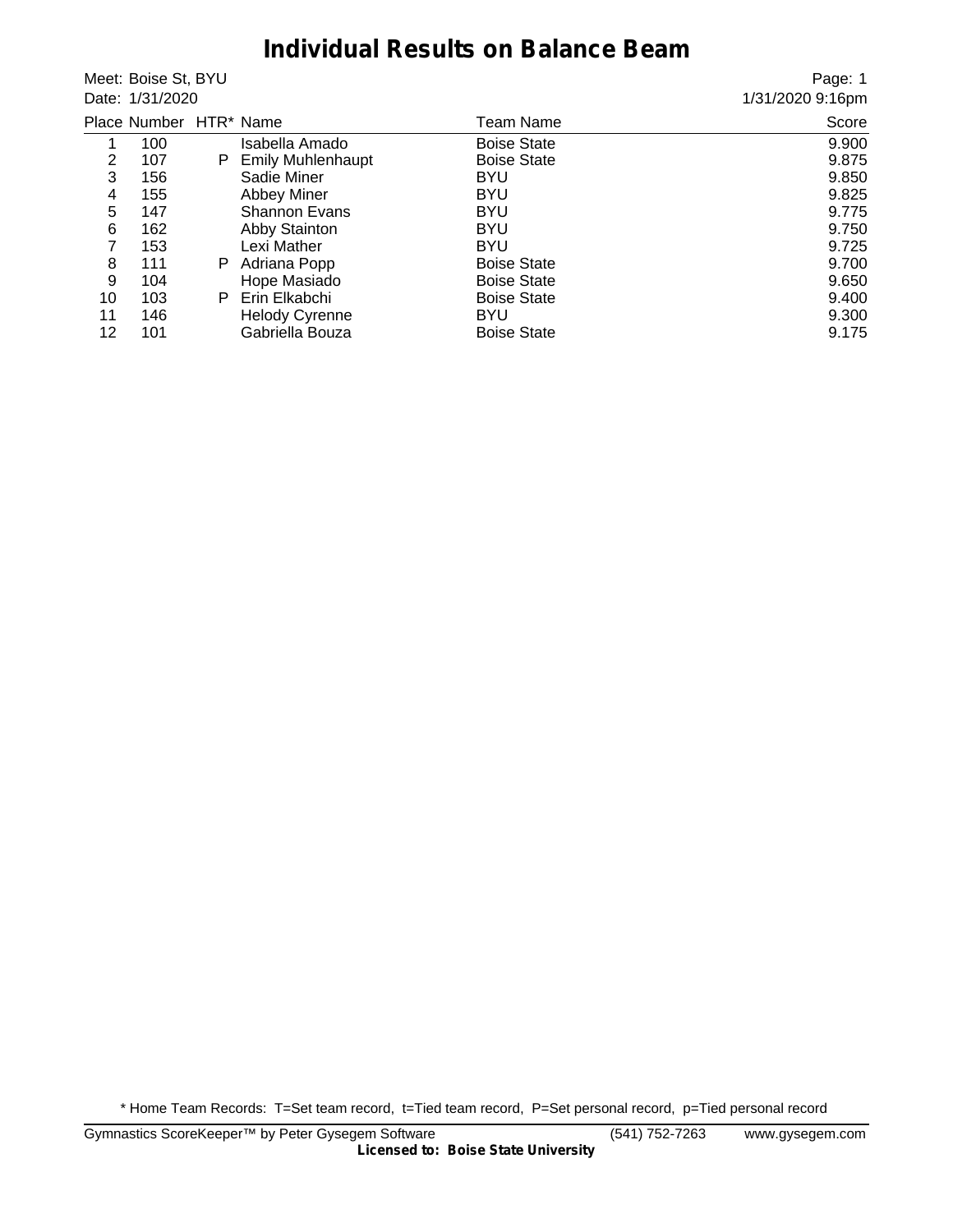# Individual Results on Balance Beam

Meet: Boise St, BYU
Date: 1/31/2020

1/31/2020 9:16pm

| Place | Number | HTR* | Name | Team Name | Score |
|---|---|---|---|---|---|
| 1 | 100 | | Isabella Amado | Boise State | 9.900 |
| 2 | 107 | P | Emily Muhlenhaupt | Boise State | 9.875 |
| 3 | 156 | | Sadie Miner | BYU | 9.850 |
| 4 | 155 | | Abbey Miner | BYU | 9.825 |
| 5 | 147 | | Shannon Evans | BYU | 9.775 |
| 6 | 162 | | Abby Stainton | BYU | 9.750 |
| 7 | 153 | | Lexi Mather | BYU | 9.725 |
| 8 | 111 | P | Adriana Popp | Boise State | 9.700 |
| 9 | 104 | | Hope Masiado | Boise State | 9.650 |
| 10 | 103 | P | Erin Elkabchi | Boise State | 9.400 |
| 11 | 146 | | Helody Cyrenne | BYU | 9.300 |
| 12 | 101 | | Gabriella Bouza | Boise State | 9.175 |

* Home Team Records: T=Set team record, t=Tied team record, P=Set personal record, p=Tied personal record

Gymnastics ScoreKeeper™ by Peter Gysegem Software (541) 752-7263 www.gysegem.com

**Licensed to: Boise State University**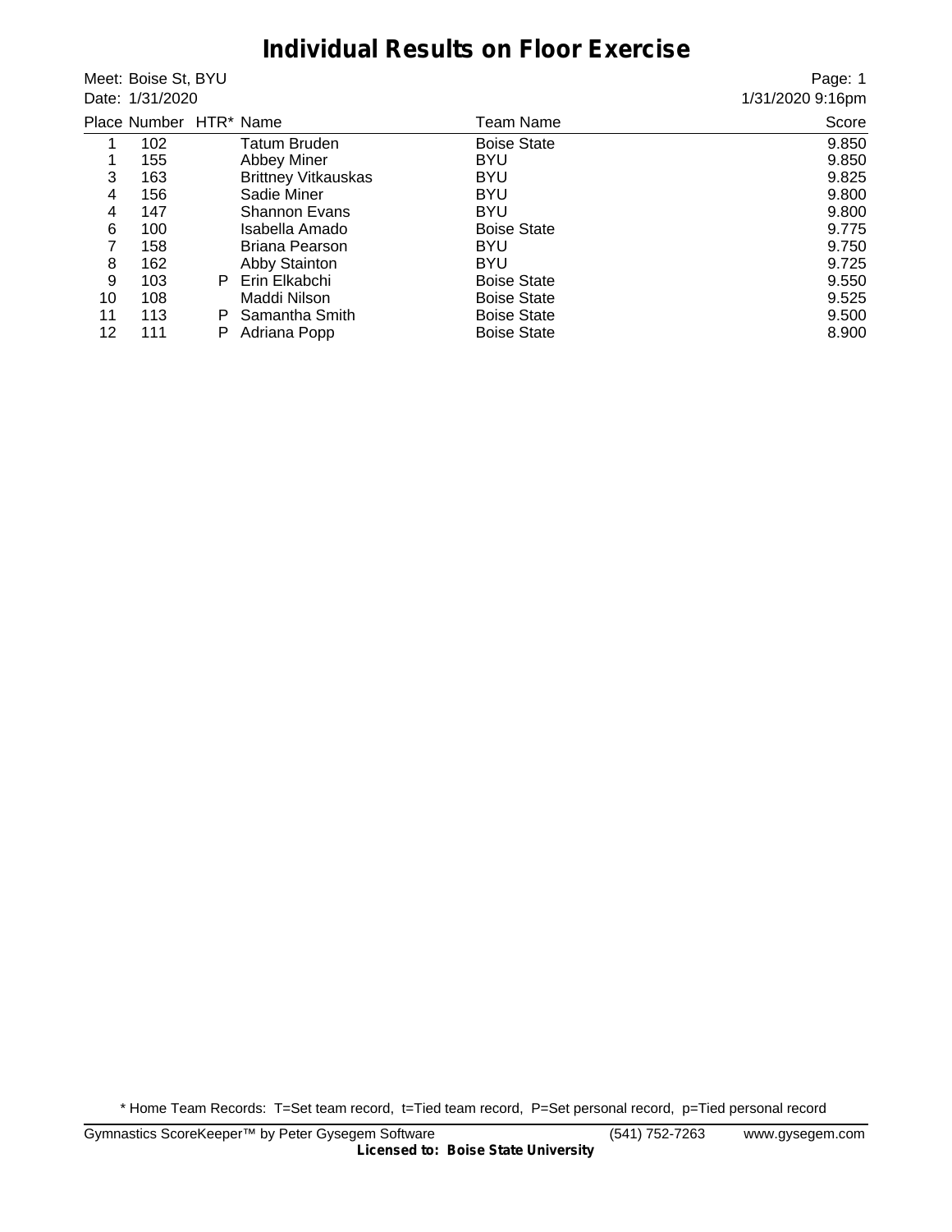# Individual Results on Floor Exercise

Meet: Boise St, BYU
Date: 1/31/2020

1/31/2020 9:16pm

| Place | Number | HTR* | Name | Team Name | Score |
|---|---|---|---|---|---|
| 1 | 102 | | Tatum Bruden | Boise State | 9.850 |
| 1 | 155 | | Abbey Miner | BYU | 9.850 |
| 3 | 163 | | Brittney Vitkauskas | BYU | 9.825 |
| 4 | 156 | | Sadie Miner | BYU | 9.800 |
| 4 | 147 | | Shannon Evans | BYU | 9.800 |
| 6 | 100 | | Isabella Amado | Boise State | 9.775 |
| 7 | 158 | | Briana Pearson | BYU | 9.750 |
| 8 | 162 | | Abby Stainton | BYU | 9.725 |
| 9 | 103 | P | Erin Elkabchi | Boise State | 9.550 |
| 10 | 108 | | Maddi Nilson | Boise State | 9.525 |
| 11 | 113 | P | Samantha Smith | Boise State | 9.500 |
| 12 | 111 | P | Adriana Popp | Boise State | 8.900 |

* Home Team Records: T=Set team record, t=Tied team record, P=Set personal record, p=Tied personal record

Gymnastics ScoreKeeper™ by Peter Gysegem Software (541) 752-7263 www.gysegem.com
**Licensed to: Boise State University**